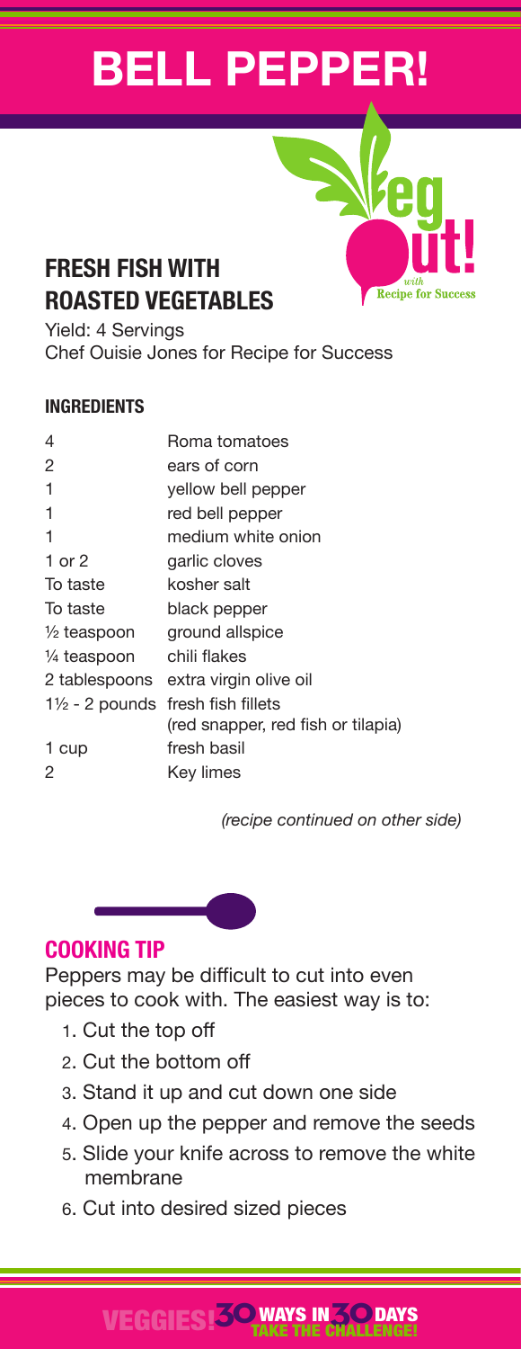# BELL PEPPER!

Veg Out! with Recipe for Success

## FRESH FISH WITH ROASTED VEGETABLES

Yield: 4 Servings
Chef Ouisie Jones for Recipe for Success

### INGREDIENTS

| | |
|---|---|
| 4 | Roma tomatoes |
| 2 | ears of corn |
| 1 | yellow bell pepper |
| 1 | red bell pepper |
| 1 | medium white onion |
| 1 or 2 | garlic cloves |
| To taste | kosher salt |
| To taste | black pepper |
| ½ teaspoon | ground allspice |
| ¼ teaspoon | chili flakes |
| 2 tablespoons | extra virgin olive oil |
| 1½ - 2 pounds | fresh fish fillets (red snapper, red fish or tilapia) |
| 1 cup | fresh basil |
| 2 | Key limes |

*(recipe continued on other side)*

## COOKING TIP

Peppers may be difficult to cut into even pieces to cook with. The easiest way is to:

1. Cut the top off
2. Cut the bottom off
3. Stand it up and cut down one side
4. Open up the pepper and remove the seeds
5. Slide your knife across to remove the white membrane
6. Cut into desired sized pieces

VEGGIES! 30 WAYS IN 30 DAYS TAKE THE CHALLENGE!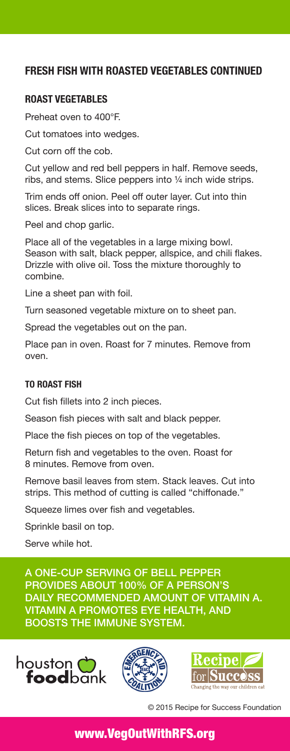## FRESH FISH WITH ROASTED VEGETABLES CONTINUED

### ROAST VEGETABLES

Preheat oven to 400°F.

Cut tomatoes into wedges.

Cut corn off the cob.

Cut yellow and red bell peppers in half. Remove seeds, ribs, and stems. Slice peppers into ¼ inch wide strips.

Trim ends off onion. Peel off outer layer. Cut into thin slices. Break slices into to separate rings.

Peel and chop garlic.

Place all of the vegetables in a large mixing bowl. Season with salt, black pepper, allspice, and chili flakes. Drizzle with olive oil. Toss the mixture thoroughly to combine.

Line a sheet pan with foil.

Turn seasoned vegetable mixture on to sheet pan.

Spread the vegetables out on the pan.

Place pan in oven. Roast for 7 minutes. Remove from oven.

### TO ROAST FISH

Cut fish fillets into 2 inch pieces.

Season fish pieces with salt and black pepper.

Place the fish pieces on top of the vegetables.

Return fish and vegetables to the oven. Roast for 8 minutes. Remove from oven.

Remove basil leaves from stem. Stack leaves. Cut into strips. This method of cutting is called "chiffonade."

Squeeze limes over fish and vegetables.

Sprinkle basil on top.

Serve while hot.

A ONE-CUP SERVING OF BELL PEPPER PROVIDES ABOUT 100% OF A PERSON'S DAILY RECOMMENDED AMOUNT OF VITAMIN A. VITAMIN A PROMOTES EYE HEALTH, AND BOOSTS THE IMMUNE SYSTEM.

houston foodbank

Emergency Aid Coalition

Recipe for Success — Changing the way our children eat

© 2015 Recipe for Success Foundation

www.VegOutWithRFS.org